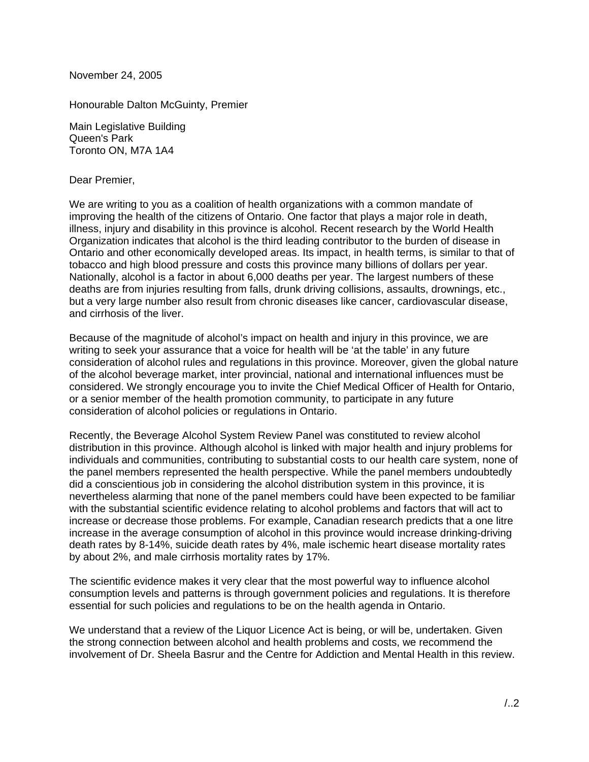November 24, 2005

Honourable Dalton McGuinty, Premier

Main Legislative Building
Queen's Park
Toronto ON, M7A 1A4

Dear Premier,

We are writing to you as a coalition of health organizations with a common mandate of improving the health of the citizens of Ontario. One factor that plays a major role in death, illness, injury and disability in this province is alcohol. Recent research by the World Health Organization indicates that alcohol is the third leading contributor to the burden of disease in Ontario and other economically developed areas. Its impact, in health terms, is similar to that of tobacco and high blood pressure and costs this province many billions of dollars per year. Nationally, alcohol is a factor in about 6,000 deaths per year. The largest numbers of these deaths are from injuries resulting from falls, drunk driving collisions, assaults, drownings, etc., but a very large number also result from chronic diseases like cancer, cardiovascular disease, and cirrhosis of the liver.

Because of the magnitude of alcohol's impact on health and injury in this province, we are writing to seek your assurance that a voice for health will be 'at the table' in any future consideration of alcohol rules and regulations in this province. Moreover, given the global nature of the alcohol beverage market, inter provincial, national and international influences must be considered. We strongly encourage you to invite the Chief Medical Officer of Health for Ontario, or a senior member of the health promotion community, to participate in any future consideration of alcohol policies or regulations in Ontario.

Recently, the Beverage Alcohol System Review Panel was constituted to review alcohol distribution in this province. Although alcohol is linked with major health and injury problems for individuals and communities, contributing to substantial costs to our health care system, none of the panel members represented the health perspective. While the panel members undoubtedly did a conscientious job in considering the alcohol distribution system in this province, it is nevertheless alarming that none of the panel members could have been expected to be familiar with the substantial scientific evidence relating to alcohol problems and factors that will act to increase or decrease those problems. For example, Canadian research predicts that a one litre increase in the average consumption of alcohol in this province would increase drinking-driving death rates by 8-14%, suicide death rates by 4%, male ischemic heart disease mortality rates by about 2%, and male cirrhosis mortality rates by 17%.

The scientific evidence makes it very clear that the most powerful way to influence alcohol consumption levels and patterns is through government policies and regulations. It is therefore essential for such policies and regulations to be on the health agenda in Ontario.

We understand that a review of the Liquor Licence Act is being, or will be, undertaken. Given the strong connection between alcohol and health problems and costs, we recommend the involvement of Dr. Sheela Basrur and the Centre for Addiction and Mental Health in this review.

/..2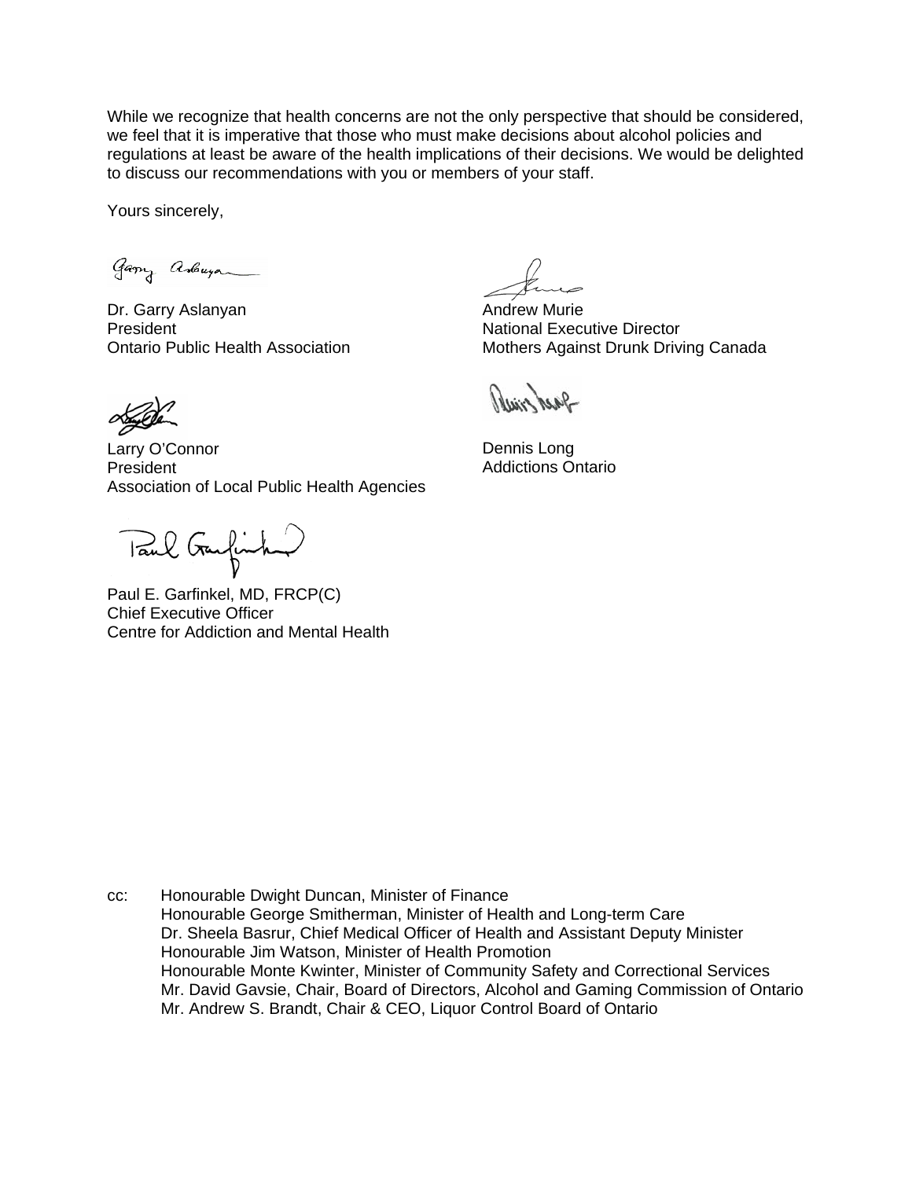While we recognize that health concerns are not the only perspective that should be considered, we feel that it is imperative that those who must make decisions about alcohol policies and regulations at least be aware of the health implications of their decisions. We would be delighted to discuss our recommendations with you or members of your staff.

Yours sincerely,

Dr. Garry Aslanyan
President
Ontario Public Health Association

Andrew Murie
National Executive Director
Mothers Against Drunk Driving Canada

Larry O'Connor
President
Association of Local Public Health Agencies

Dennis Long
Addictions Ontario

Paul E. Garfinkel, MD, FRCP(C)
Chief Executive Officer
Centre for Addiction and Mental Health

cc: Honourable Dwight Duncan, Minister of Finance
Honourable George Smitherman, Minister of Health and Long-term Care
Dr. Sheela Basrur, Chief Medical Officer of Health and Assistant Deputy Minister
Honourable Jim Watson, Minister of Health Promotion
Honourable Monte Kwinter, Minister of Community Safety and Correctional Services
Mr. David Gavsie, Chair, Board of Directors, Alcohol and Gaming Commission of Ontario
Mr. Andrew S. Brandt, Chair & CEO, Liquor Control Board of Ontario